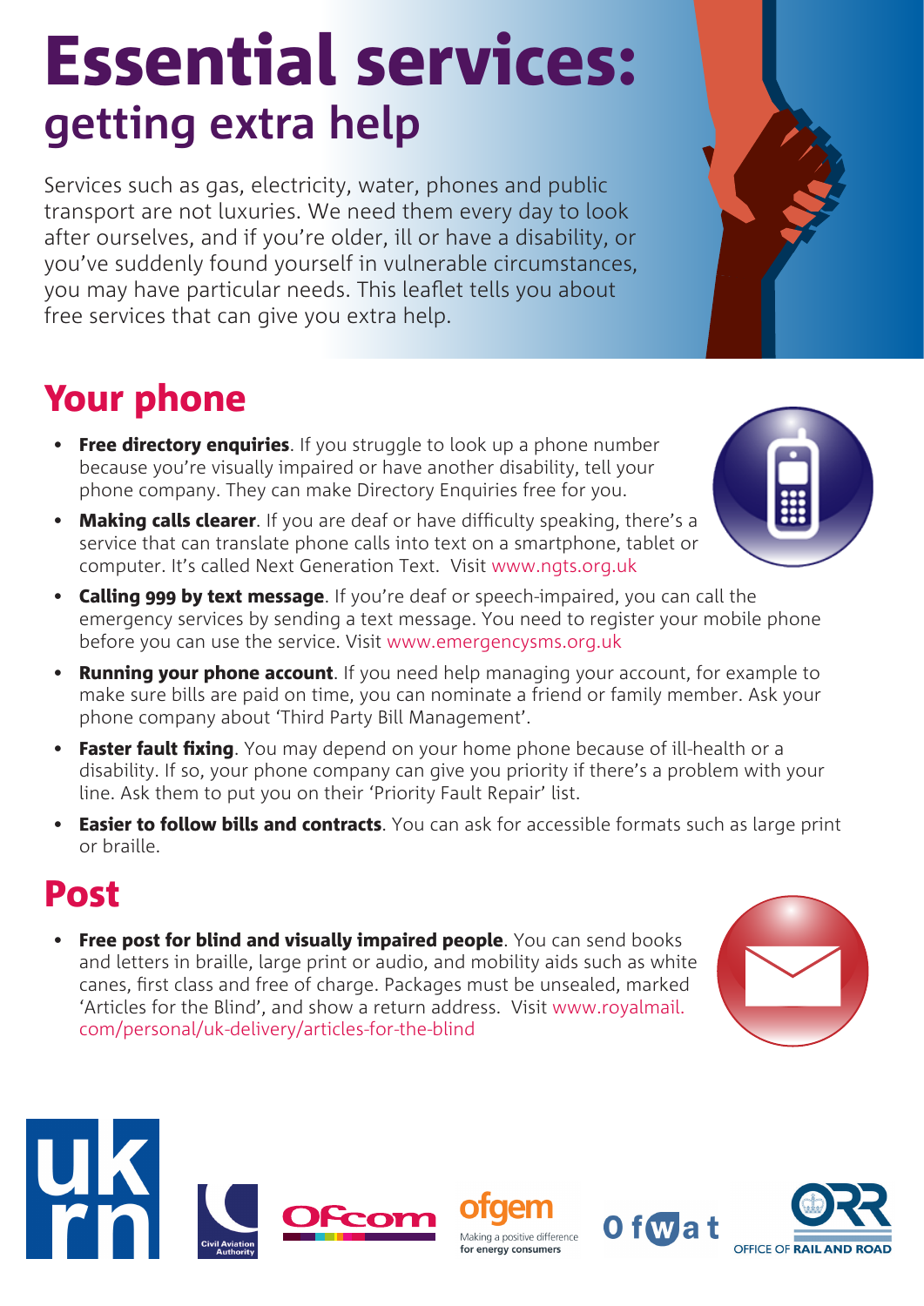# Essential services:
## getting extra help

Services such as gas, electricity, water, phones and public transport are not luxuries. We need them every day to look after ourselves, and if you're older, ill or have a disability, or you've suddenly found yourself in vulnerable circumstances, you may have particular needs. This leaflet tells you about free services that can give you extra help.

## Your phone

- **Free directory enquiries**. If you struggle to look up a phone number because you're visually impaired or have another disability, tell your phone company. They can make Directory Enquiries free for you.
- **Making calls clearer**. If you are deaf or have difficulty speaking, there's a service that can translate phone calls into text on a smartphone, tablet or computer. It's called Next Generation Text. Visit www.ngts.org.uk
- **Calling 999 by text message**. If you're deaf or speech-impaired, you can call the emergency services by sending a text message. You need to register your mobile phone before you can use the service. Visit www.emergencysms.org.uk
- **Running your phone account**. If you need help managing your account, for example to make sure bills are paid on time, you can nominate a friend or family member. Ask your phone company about 'Third Party Bill Management'.
- **Faster fault fixing**. You may depend on your home phone because of ill-health or a disability. If so, your phone company can give you priority if there's a problem with your line. Ask them to put you on their 'Priority Fault Repair' list.
- **Easier to follow bills and contracts**. You can ask for accessible formats such as large print or braille.

## Post

- **Free post for blind and visually impaired people**. You can send books and letters in braille, large print or audio, and mobility aids such as white canes, first class and free of charge. Packages must be unsealed, marked 'Articles for the Blind', and show a return address. Visit www.royalmail.com/personal/uk-delivery/articles-for-the-blind

ukrn | Civil Aviation Authority | Ofcom | ofgem Making a positive difference for energy consumers | Ofwat | ORR OFFICE OF RAIL AND ROAD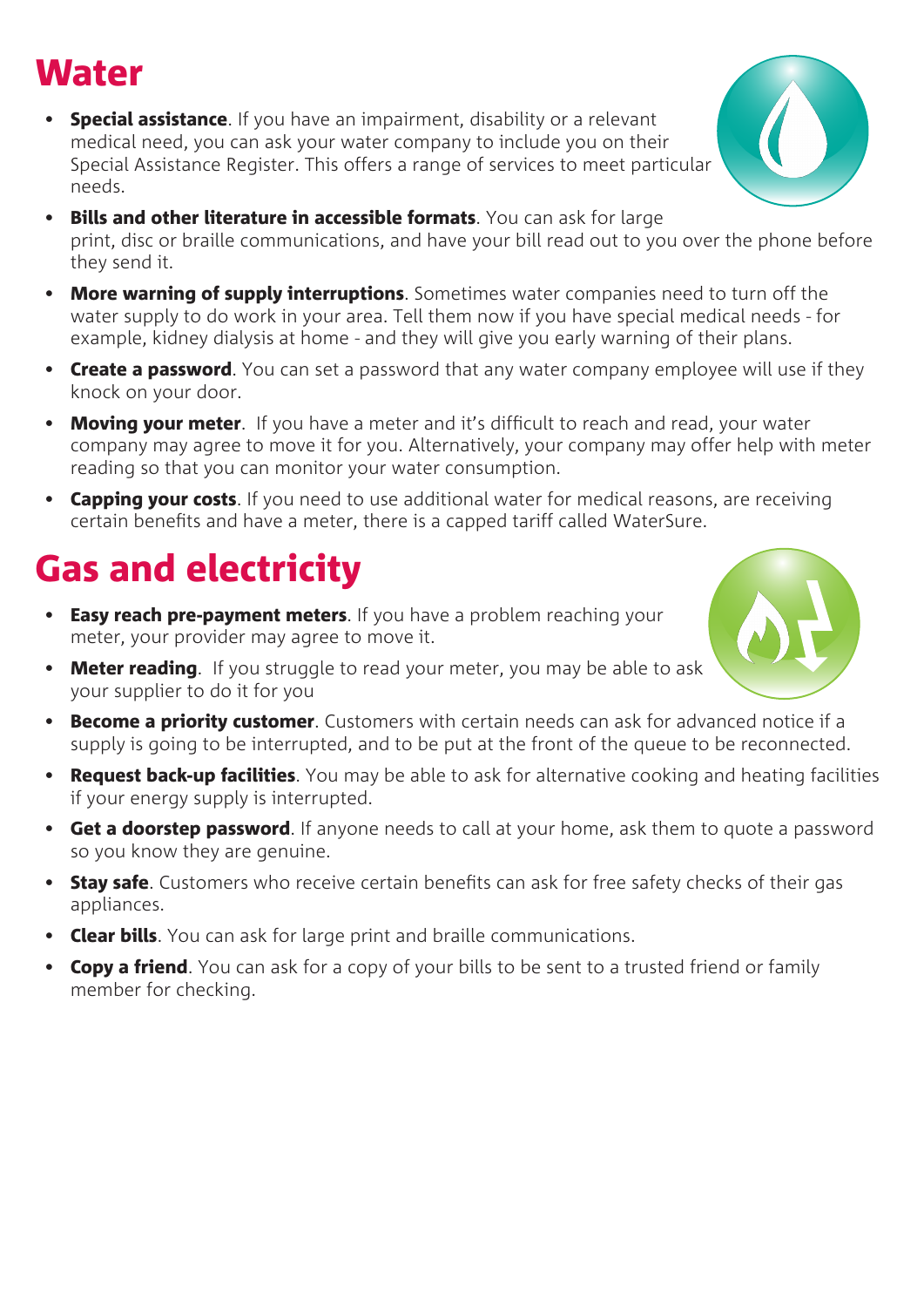# Water

- **Special assistance**. If you have an impairment, disability or a relevant medical need, you can ask your water company to include you on their Special Assistance Register. This offers a range of services to meet particular needs.
- **Bills and other literature in accessible formats**. You can ask for large print, disc or braille communications, and have your bill read out to you over the phone before they send it.
- **More warning of supply interruptions**. Sometimes water companies need to turn off the water supply to do work in your area. Tell them now if you have special medical needs - for example, kidney dialysis at home - and they will give you early warning of their plans.
- **Create a password**. You can set a password that any water company employee will use if they knock on your door.
- **Moving your meter**. If you have a meter and it's difficult to reach and read, your water company may agree to move it for you. Alternatively, your company may offer help with meter reading so that you can monitor your water consumption.
- **Capping your costs**. If you need to use additional water for medical reasons, are receiving certain benefits and have a meter, there is a capped tariff called WaterSure.

# Gas and electricity

- **Easy reach pre-payment meters**. If you have a problem reaching your meter, your provider may agree to move it.
- **Meter reading**. If you struggle to read your meter, you may be able to ask your supplier to do it for you
- **Become a priority customer**. Customers with certain needs can ask for advanced notice if a supply is going to be interrupted, and to be put at the front of the queue to be reconnected.
- **Request back-up facilities**. You may be able to ask for alternative cooking and heating facilities if your energy supply is interrupted.
- **Get a doorstep password**. If anyone needs to call at your home, ask them to quote a password so you know they are genuine.
- **Stay safe**. Customers who receive certain benefits can ask for free safety checks of their gas appliances.
- **Clear bills**. You can ask for large print and braille communications.
- **Copy a friend**. You can ask for a copy of your bills to be sent to a trusted friend or family member for checking.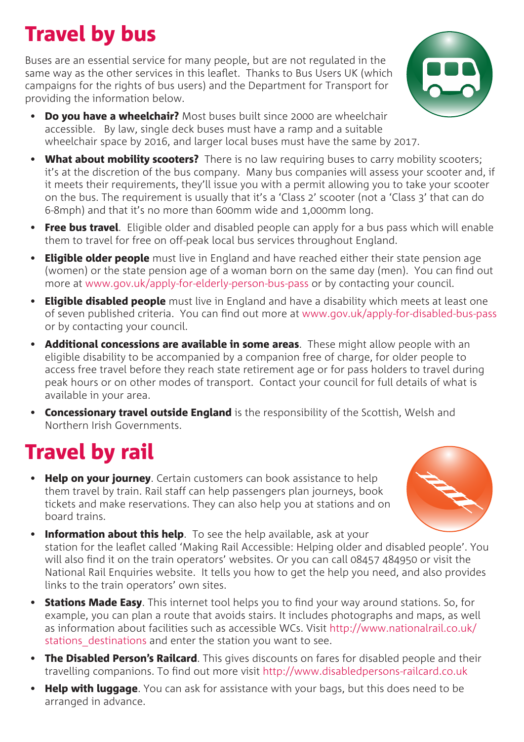# Travel by bus

Buses are an essential service for many people, but are not regulated in the same way as the other services in this leaflet. Thanks to Bus Users UK (which campaigns for the rights of bus users) and the Department for Transport for providing the information below.

- **Do you have a wheelchair?** Most buses built since 2000 are wheelchair accessible. By law, single deck buses must have a ramp and a suitable wheelchair space by 2016, and larger local buses must have the same by 2017.
- **What about mobility scooters?** There is no law requiring buses to carry mobility scooters; it's at the discretion of the bus company. Many bus companies will assess your scooter and, if it meets their requirements, they'll issue you with a permit allowing you to take your scooter on the bus. The requirement is usually that it's a 'Class 2' scooter (not a 'Class 3' that can do 6-8mph) and that it's no more than 600mm wide and 1,000mm long.
- **Free bus travel**. Eligible older and disabled people can apply for a bus pass which will enable them to travel for free on off-peak local bus services throughout England.
- **Eligible older people** must live in England and have reached either their state pension age (women) or the state pension age of a woman born on the same day (men). You can find out more at www.gov.uk/apply-for-elderly-person-bus-pass or by contacting your council.
- **Eligible disabled people** must live in England and have a disability which meets at least one of seven published criteria. You can find out more at www.gov.uk/apply-for-disabled-bus-pass or by contacting your council.
- **Additional concessions are available in some areas**. These might allow people with an eligible disability to be accompanied by a companion free of charge, for older people to access free travel before they reach state retirement age or for pass holders to travel during peak hours or on other modes of transport. Contact your council for full details of what is available in your area.
- **Concessionary travel outside England** is the responsibility of the Scottish, Welsh and Northern Irish Governments.

# Travel by rail

- **Help on your journey**. Certain customers can book assistance to help them travel by train. Rail staff can help passengers plan journeys, book tickets and make reservations. They can also help you at stations and on board trains.
- **Information about this help**. To see the help available, ask at your station for the leaflet called 'Making Rail Accessible: Helping older and disabled people'. You will also find it on the train operators' websites. Or you can call 08457 484950 or visit the National Rail Enquiries website. It tells you how to get the help you need, and also provides links to the train operators' own sites.
- **Stations Made Easy**. This internet tool helps you to find your way around stations. So, for example, you can plan a route that avoids stairs. It includes photographs and maps, as well as information about facilities such as accessible WCs. Visit http://www.nationalrail.co.uk/stations_destinations and enter the station you want to see.
- **The Disabled Person's Railcard**. This gives discounts on fares for disabled people and their travelling companions. To find out more visit http://www.disabledpersons-railcard.co.uk
- **Help with luggage**. You can ask for assistance with your bags, but this does need to be arranged in advance.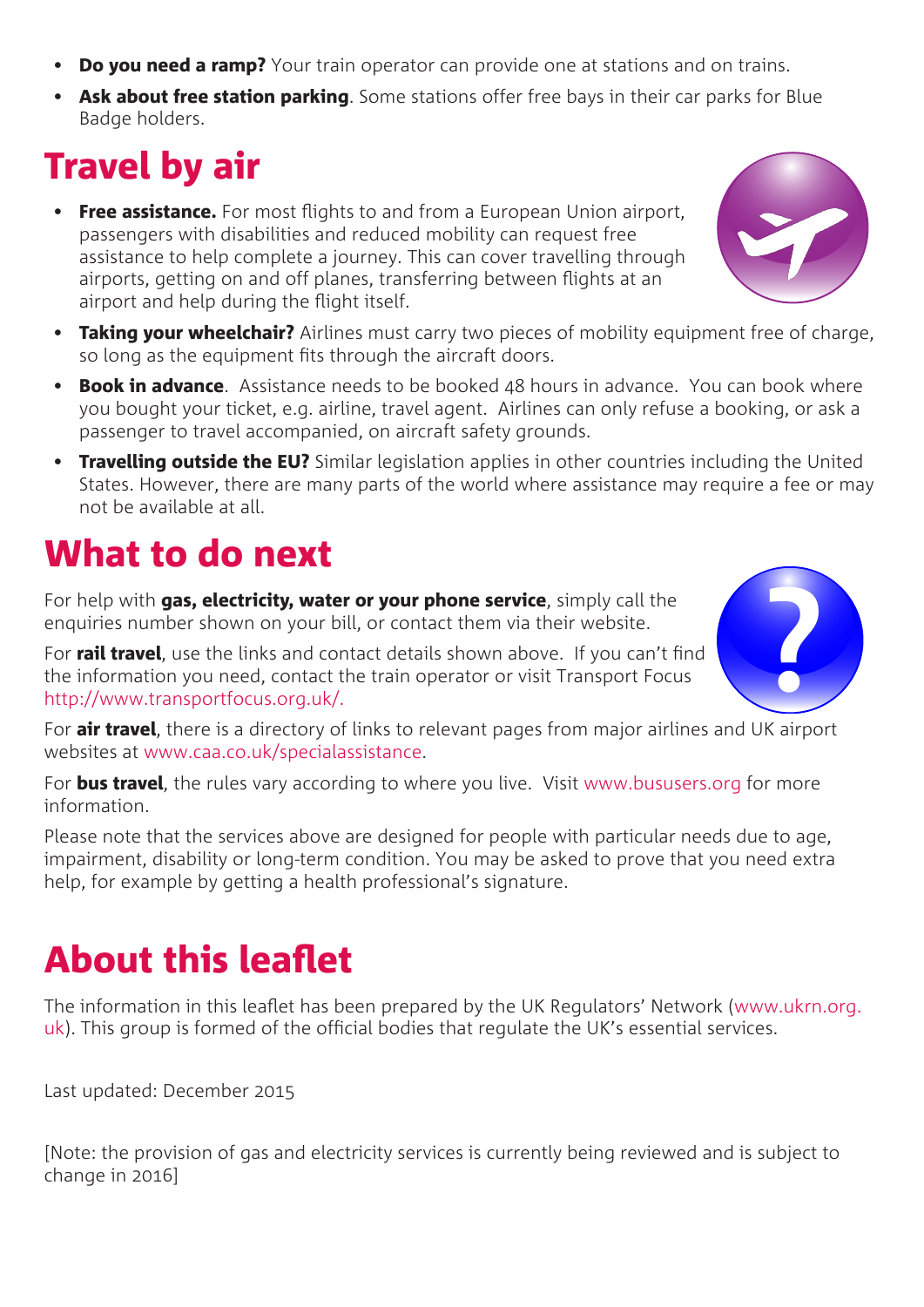- **Do you need a ramp?** Your train operator can provide one at stations and on trains.
- **Ask about free station parking**. Some stations offer free bays in their car parks for Blue Badge holders.

# Travel by air

- **Free assistance.** For most flights to and from a European Union airport, passengers with disabilities and reduced mobility can request free assistance to help complete a journey. This can cover travelling through airports, getting on and off planes, transferring between flights at an airport and help during the flight itself.
- **Taking your wheelchair?** Airlines must carry two pieces of mobility equipment free of charge, so long as the equipment fits through the aircraft doors.
- **Book in advance**. Assistance needs to be booked 48 hours in advance. You can book where you bought your ticket, e.g. airline, travel agent. Airlines can only refuse a booking, or ask a passenger to travel accompanied, on aircraft safety grounds.
- **Travelling outside the EU?** Similar legislation applies in other countries including the United States. However, there are many parts of the world where assistance may require a fee or may not be available at all.

# What to do next

For help with **gas, electricity, water or your phone service**, simply call the enquiries number shown on your bill, or contact them via their website.

For **rail travel**, use the links and contact details shown above. If you can't find the information you need, contact the train operator or visit Transport Focus http://www.transportfocus.org.uk/.

For **air travel**, there is a directory of links to relevant pages from major airlines and UK airport websites at www.caa.co.uk/specialassistance.

For **bus travel**, the rules vary according to where you live. Visit www.bususers.org for more information.

Please note that the services above are designed for people with particular needs due to age, impairment, disability or long-term condition. You may be asked to prove that you need extra help, for example by getting a health professional's signature.

# About this leaflet

The information in this leaflet has been prepared by the UK Regulators' Network (www.ukrn.org.uk). This group is formed of the official bodies that regulate the UK's essential services.

Last updated: December 2015

[Note: the provision of gas and electricity services is currently being reviewed and is subject to change in 2016]